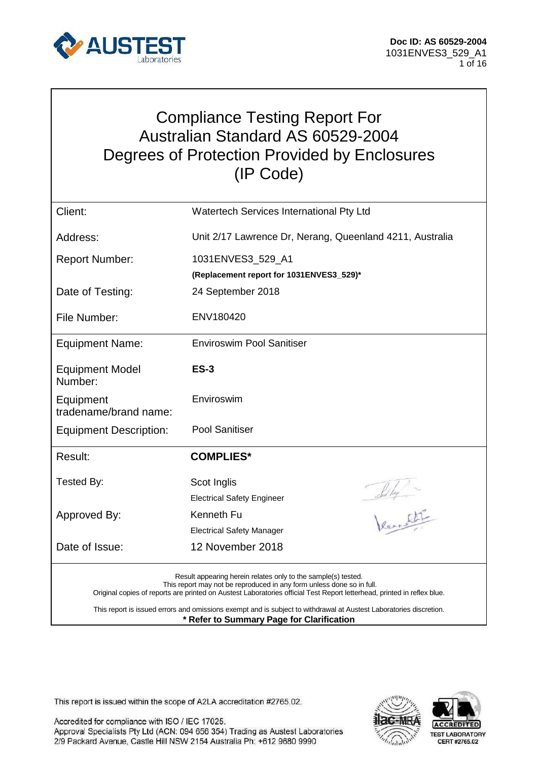Doc ID: AS 60529-2004
1031ENVES3_529_A1

# Compliance Testing Report For Australian Standard AS 60529-2004 Degrees of Protection Provided by Enclosures (IP Code)

| | |
|---|---|
| Client: | Watertech Services International Pty Ltd |
| Address: | Unit 2/17 Lawrence Dr, Nerang, Queenland 4211, Australia |
| Report Number: | 1031ENVES3_529_A1<br>**(Replacement report for 1031ENVES3_529)*** |
| Date of Testing: | 24 September 2018 |
| File Number: | ENV180420 |
| Equipment Name: | Enviroswim Pool Sanitiser |
| Equipment Model Number: | **ES-3** |
| Equipment tradename/brand name: | Enviroswim |
| Equipment Description: | Pool Sanitiser |
| Result: | **COMPLIES*** |
| Tested By: | Scot Inglis<br>Electrical Safety Engineer |
| Approved By: | Kenneth Fu<br>Electrical Safety Manager |
| Date of Issue: | 12 November 2018 |

Result appearing herein relates only to the sample(s) tested.
This report may not be reproduced in any form unless done so in full.
Original copies of reports are printed on Austest Laboratories official Test Report letterhead, printed in reflex blue.

This report is issued errors and omissions exempt and is subject to withdrawal at Austest Laboratories discretion.
**\* Refer to Summary Page for Clarification**

This report is issued within the scope of A2LA accreditation #2765.02.

Accredited for compliance with ISO / IEC 17025.
Approval Specialists Pty Ltd (ACN: 094 656 354) Trading as Austest Laboratories
2/9 Packard Avenue, Castle Hill NSW 2154 Australia Ph: +612 9680 9990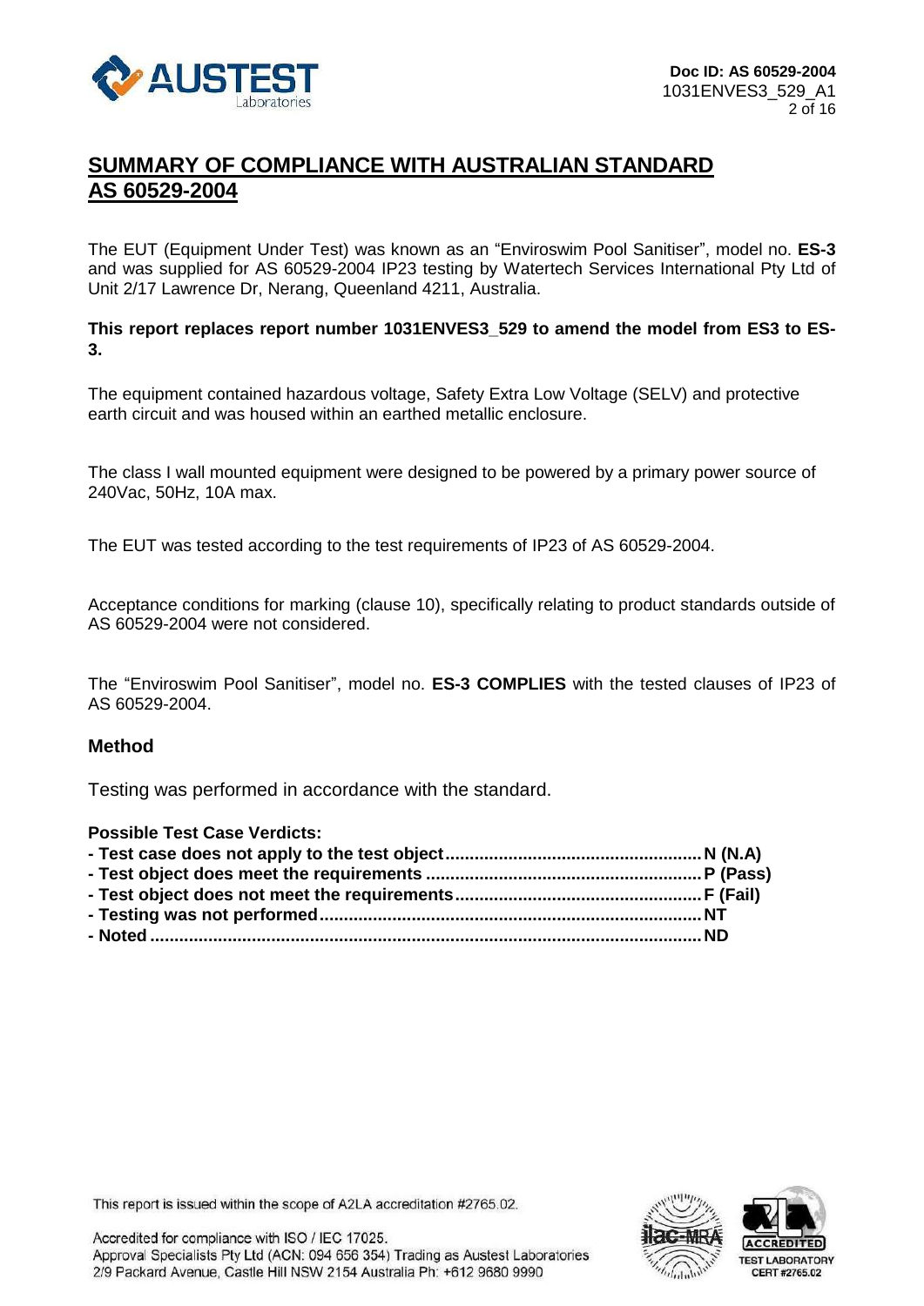## SUMMARY OF COMPLIANCE WITH AUSTRALIAN STANDARD AS 60529-2004

The EUT (Equipment Under Test) was known as an "Enviroswim Pool Sanitiser", model no. **ES-3** and was supplied for AS 60529-2004 IP23 testing by Watertech Services International Pty Ltd of Unit 2/17 Lawrence Dr, Nerang, Queensland 4211, Australia.

**This report replaces report number 1031ENVES3_529 to amend the model from ES3 to ES-3.**

The equipment contained hazardous voltage, Safety Extra Low Voltage (SELV) and protective earth circuit and was housed within an earthed metallic enclosure.

The class I wall mounted equipment were designed to be powered by a primary power source of 240Vac, 50Hz, 10A max.

The EUT was tested according to the test requirements of IP23 of AS 60529-2004.

Acceptance conditions for marking (clause 10), specifically relating to product standards outside of AS 60529-2004 were not considered.

The "Enviroswim Pool Sanitiser", model no. **ES-3 COMPLIES** with the tested clauses of IP23 of AS 60529-2004.

### Method

Testing was performed in accordance with the standard.

**Possible Test Case Verdicts:**

**- Test case does not apply to the test object..................................................... N (N.A)**
**- Test object does meet the requirements ......................................................... P (Pass)**
**- Test object does not meet the requirements................................................... F (Fail)**
**- Testing was not performed.............................................................................. NT**
**- Noted ................................................................................................................. ND**

This report is issued within the scope of A2LA accreditation #2765.02.

Accredited for compliance with ISO / IEC 17025.
Approval Specialists Pty Ltd (ACN: 094 656 354) Trading as Austest Laboratories
2/9 Packard Avenue, Castle Hill NSW 2154 Australia Ph: +612 9680 9990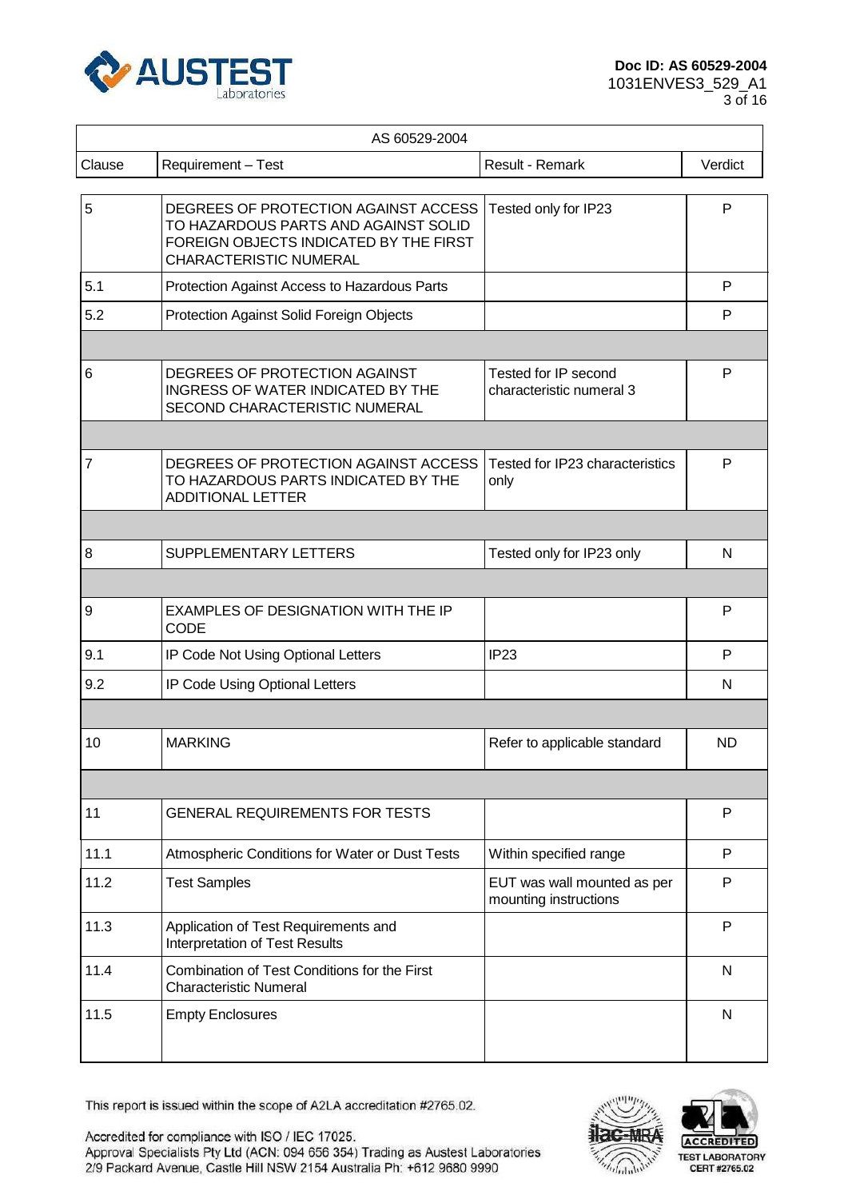| AS 60529-2004 | | | |
|---|---|---|---|
| Clause | Requirement – Test | Result - Remark | Verdict |
| 5 | DEGREES OF PROTECTION AGAINST ACCESS TO HAZARDOUS PARTS AND AGAINST SOLID FOREIGN OBJECTS INDICATED BY THE FIRST CHARACTERISTIC NUMERAL | Tested only for IP23 | P |
| 5.1 | Protection Against Access to Hazardous Parts | | P |
| 5.2 | Protection Against Solid Foreign Objects | | P |
| | | | |
| 6 | DEGREES OF PROTECTION AGAINST INGRESS OF WATER INDICATED BY THE SECOND CHARACTERISTIC NUMERAL | Tested for IP second characteristic numeral 3 | P |
| | | | |
| 7 | DEGREES OF PROTECTION AGAINST ACCESS TO HAZARDOUS PARTS INDICATED BY THE ADDITIONAL LETTER | Tested for IP23 characteristics only | P |
| | | | |
| 8 | SUPPLEMENTARY LETTERS | Tested only for IP23 only | N |
| | | | |
| 9 | EXAMPLES OF DESIGNATION WITH THE IP CODE | | P |
| 9.1 | IP Code Not Using Optional Letters | IP23 | P |
| 9.2 | IP Code Using Optional Letters | | N |
| | | | |
| 10 | MARKING | Refer to applicable standard | ND |
| | | | |
| 11 | GENERAL REQUIREMENTS FOR TESTS | | P |
| 11.1 | Atmospheric Conditions for Water or Dust Tests | Within specified range | P |
| 11.2 | Test Samples | EUT was wall mounted as per mounting instructions | P |
| 11.3 | Application of Test Requirements and Interpretation of Test Results | | P |
| 11.4 | Combination of Test Conditions for the First Characteristic Numeral | | N |
| 11.5 | Empty Enclosures | | N |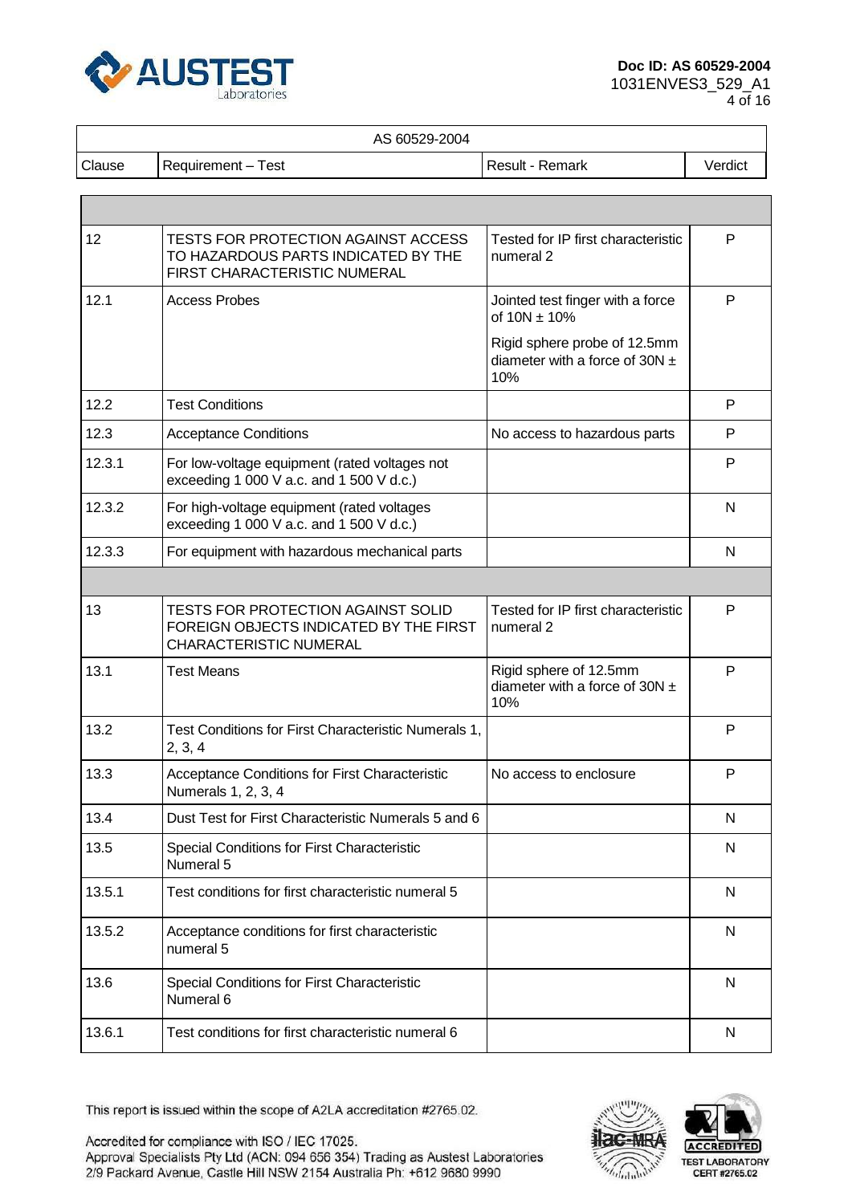| AS 60529-2004 | | | |
|---|---|---|---|
| Clause | Requirement – Test | Result - Remark | Verdict |
| | | | |
| 12 | TESTS FOR PROTECTION AGAINST ACCESS TO HAZARDOUS PARTS INDICATED BY THE FIRST CHARACTERISTIC NUMERAL | Tested for IP first characteristic numeral 2 | P |
| 12.1 | Access Probes | Jointed test finger with a force of 10N ± 10%<br><br>Rigid sphere probe of 12.5mm diameter with a force of 30N ± 10% | P |
| 12.2 | Test Conditions | | P |
| 12.3 | Acceptance Conditions | No access to hazardous parts | P |
| 12.3.1 | For low-voltage equipment (rated voltages not exceeding 1 000 V a.c. and 1 500 V d.c.) | | P |
| 12.3.2 | For high-voltage equipment (rated voltages exceeding 1 000 V a.c. and 1 500 V d.c.) | | N |
| 12.3.3 | For equipment with hazardous mechanical parts | | N |
| | | | |
| 13 | TESTS FOR PROTECTION AGAINST SOLID FOREIGN OBJECTS INDICATED BY THE FIRST CHARACTERISTIC NUMERAL | Tested for IP first characteristic numeral 2 | P |
| 13.1 | Test Means | Rigid sphere of 12.5mm diameter with a force of 30N ± 10% | P |
| 13.2 | Test Conditions for First Characteristic Numerals 1, 2, 3, 4 | | P |
| 13.3 | Acceptance Conditions for First Characteristic Numerals 1, 2, 3, 4 | No access to enclosure | P |
| 13.4 | Dust Test for First Characteristic Numerals 5 and 6 | | N |
| 13.5 | Special Conditions for First Characteristic Numeral 5 | | N |
| 13.5.1 | Test conditions for first characteristic numeral 5 | | N |
| 13.5.2 | Acceptance conditions for first characteristic numeral 5 | | N |
| 13.6 | Special Conditions for First Characteristic Numeral 6 | | N |
| 13.6.1 | Test conditions for first characteristic numeral 6 | | N |

This report is issued within the scope of A2LA accreditation #2765.02.

Accredited for compliance with ISO / IEC 17025.
Approval Specialists Pty Ltd (ACN: 094 656 354) Trading as Austest Laboratories
2/9 Packard Avenue, Castle Hill NSW 2154 Australia Ph: +612 9680 9990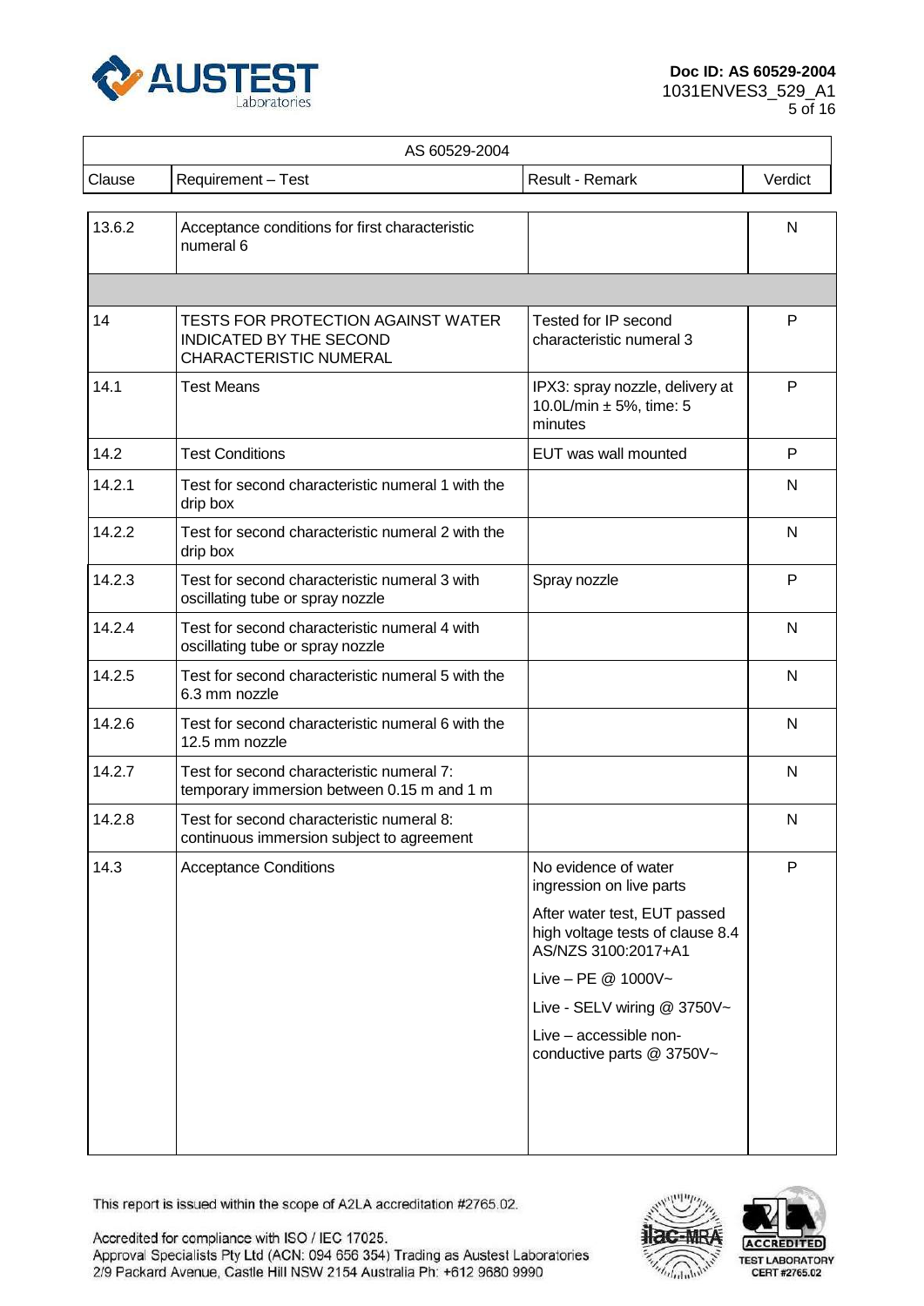| AS 60529-2004 | | | |
|---|---|---|---|
| Clause | Requirement – Test | Result - Remark | Verdict |
| 13.6.2 | Acceptance conditions for first characteristic numeral 6 | | N |
| | | | |
| 14 | TESTS FOR PROTECTION AGAINST WATER INDICATED BY THE SECOND CHARACTERISTIC NUMERAL | Tested for IP second characteristic numeral 3 | P |
| 14.1 | Test Means | IPX3: spray nozzle, delivery at 10.0L/min ± 5%, time: 5 minutes | P |
| 14.2 | Test Conditions | EUT was wall mounted | P |
| 14.2.1 | Test for second characteristic numeral 1 with the drip box | | N |
| 14.2.2 | Test for second characteristic numeral 2 with the drip box | | N |
| 14.2.3 | Test for second characteristic numeral 3 with oscillating tube or spray nozzle | Spray nozzle | P |
| 14.2.4 | Test for second characteristic numeral 4 with oscillating tube or spray nozzle | | N |
| 14.2.5 | Test for second characteristic numeral 5 with the 6.3 mm nozzle | | N |
| 14.2.6 | Test for second characteristic numeral 6 with the 12.5 mm nozzle | | N |
| 14.2.7 | Test for second characteristic numeral 7: temporary immersion between 0.15 m and 1 m | | N |
| 14.2.8 | Test for second characteristic numeral 8: continuous immersion subject to agreement | | N |
| 14.3 | Acceptance Conditions | No evidence of water ingression on live parts<br><br>After water test, EUT passed high voltage tests of clause 8.4 AS/NZS 3100:2017+A1<br><br>Live – PE @ 1000V~<br><br>Live - SELV wiring @ 3750V~<br><br>Live – accessible non-conductive parts @ 3750V~ | P |

This report is issued within the scope of A2LA accreditation #2765.02.

Accredited for compliance with ISO / IEC 17025.
Approval Specialists Pty Ltd (ACN: 094 656 354) Trading as Austest Laboratories
2/9 Packard Avenue, Castle Hill NSW 2154 Australia Ph: +612 9680 9990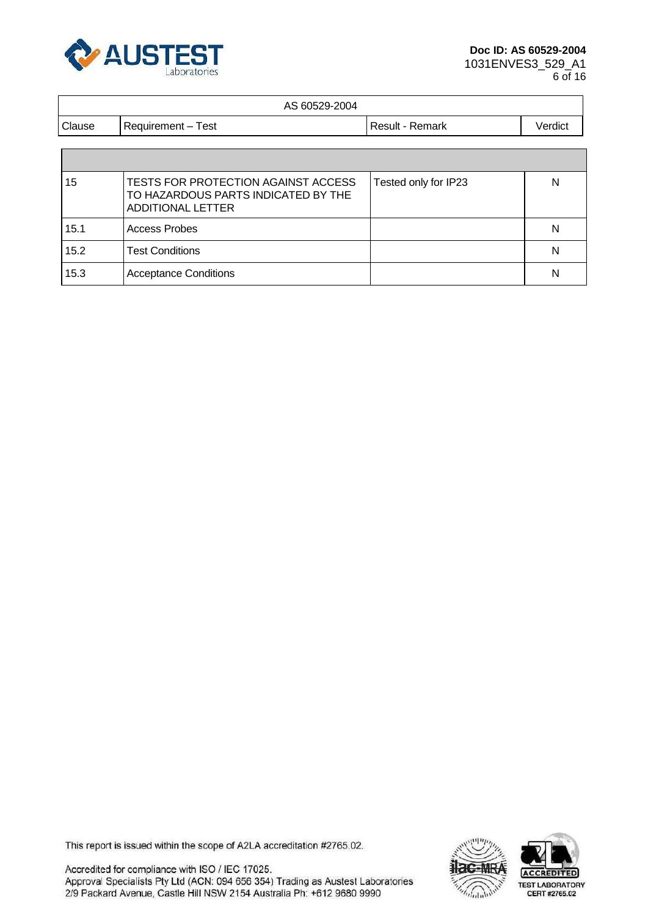| AS 60529-2004 | | | |
|---|---|---|---|
| Clause | Requirement – Test | Result - Remark | Verdict |
| | | | |
| 15 | TESTS FOR PROTECTION AGAINST ACCESS TO HAZARDOUS PARTS INDICATED BY THE ADDITIONAL LETTER | Tested only for IP23 | N |
| 15.1 | Access Probes | | N |
| 15.2 | Test Conditions | | N |
| 15.3 | Acceptance Conditions | | N |

This report is issued within the scope of A2LA accreditation #2765.02.

Accredited for compliance with ISO / IEC 17025.
Approval Specialists Pty Ltd (ACN: 094 656 354) Trading as Austest Laboratories
2/9 Packard Avenue, Castle Hill NSW 2154 Australia Ph: +612 9680 9990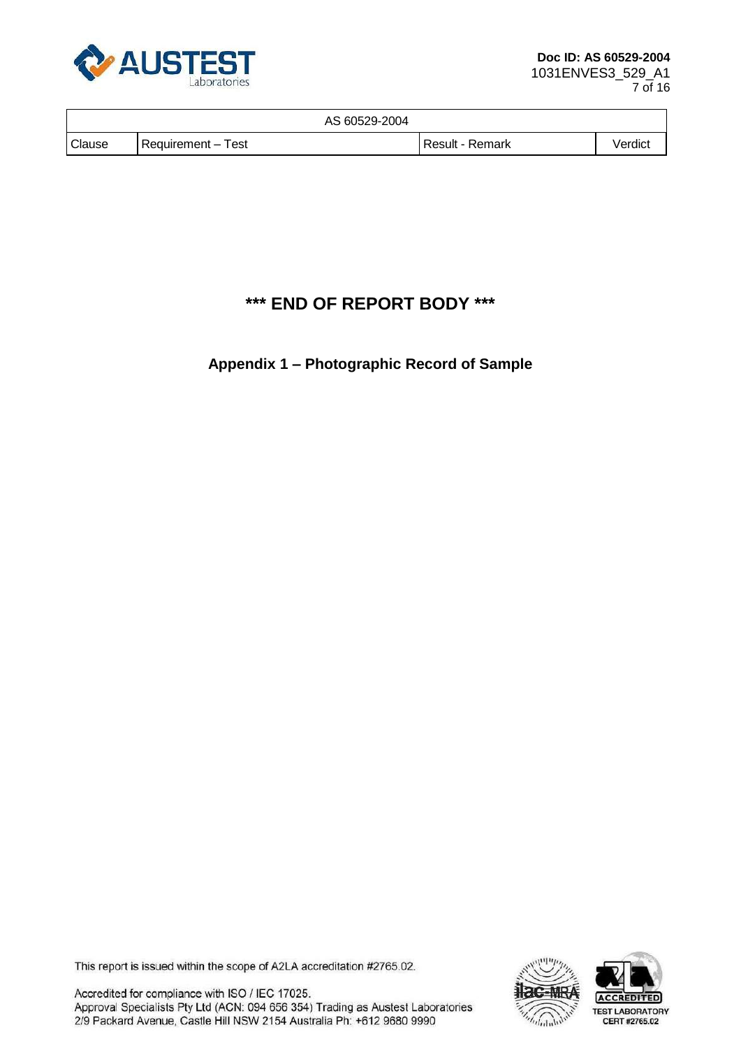| AS 60529-2004 | | | |
|---|---|---|---|
| Clause | Requirement – Test | Result - Remark | Verdict |

**\*\*\* END OF REPORT BODY \*\*\***

**Appendix 1 – Photographic Record of Sample**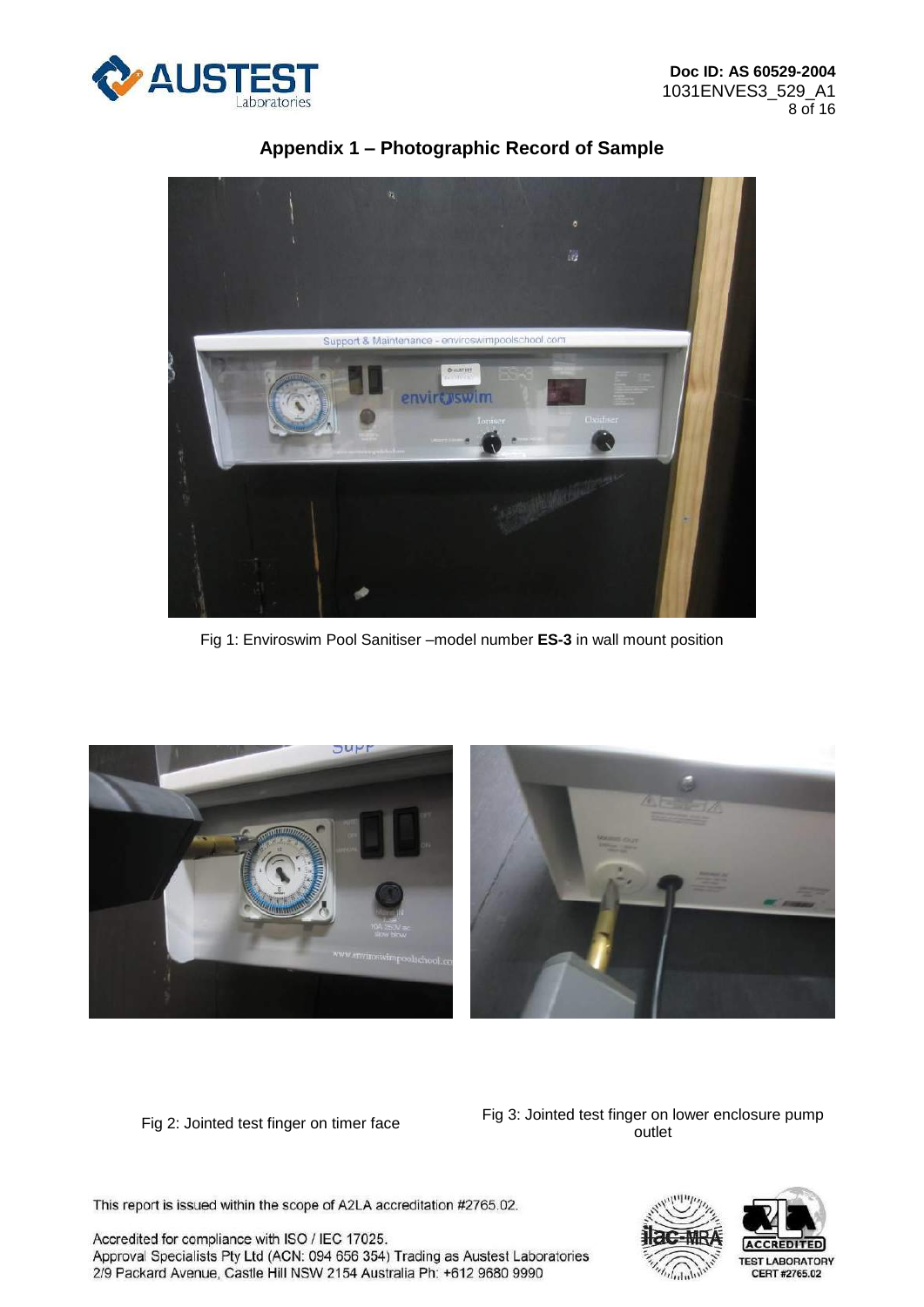## Appendix 1 – Photographic Record of Sample

Fig 1: Enviroswim Pool Sanitiser –model number **ES-3** in wall mount position

Fig 2: Jointed test finger on timer face

Fig 3: Jointed test finger on lower enclosure pump outlet

This report is issued within the scope of A2LA accreditation #2765.02.

Accredited for compliance with ISO / IEC 17025.
Approval Specialists Pty Ltd (ACN: 094 656 354) Trading as Austest Laboratories
2/9 Packard Avenue, Castle Hill NSW 2154 Australia Ph: +612 9680 9990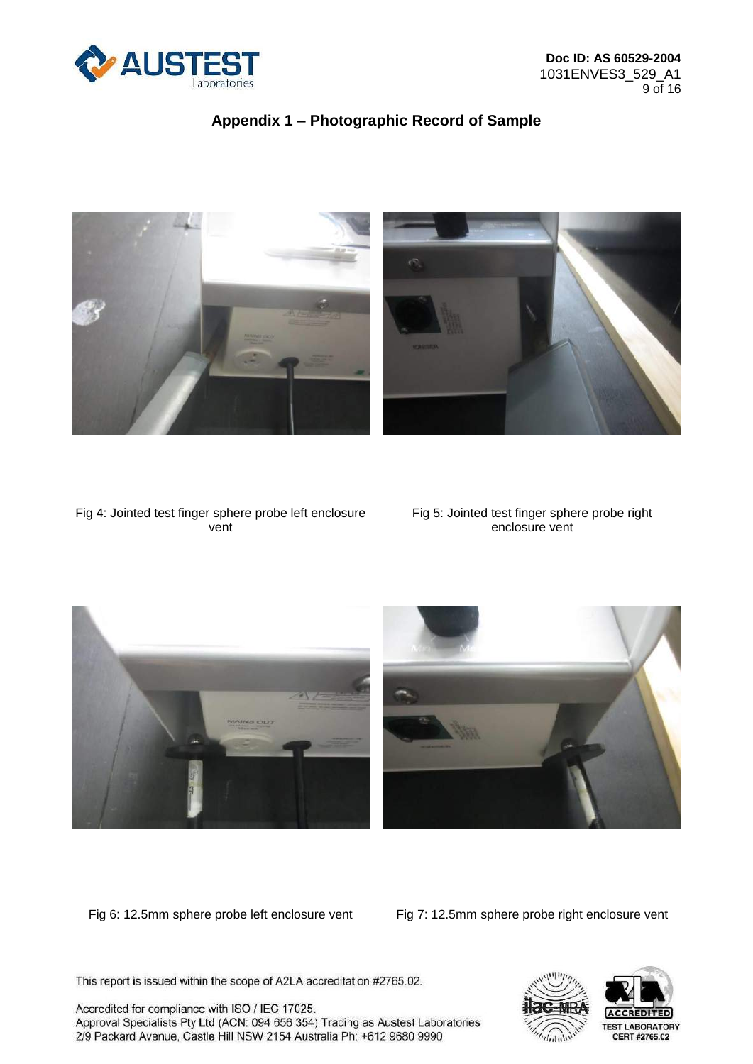## Appendix 1 – Photographic Record of Sample

Fig 4: Jointed test finger sphere probe left enclosure vent

Fig 5: Jointed test finger sphere probe right enclosure vent

Fig 6: 12.5mm sphere probe left enclosure vent

Fig 7: 12.5mm sphere probe right enclosure vent

This report is issued within the scope of A2LA accreditation #2765.02.

Accredited for compliance with ISO / IEC 17025.
Approval Specialists Pty Ltd (ACN: 094 656 354) Trading as Austest Laboratories
2/9 Packard Avenue, Castle Hill NSW 2154 Australia Ph: +612 9680 9990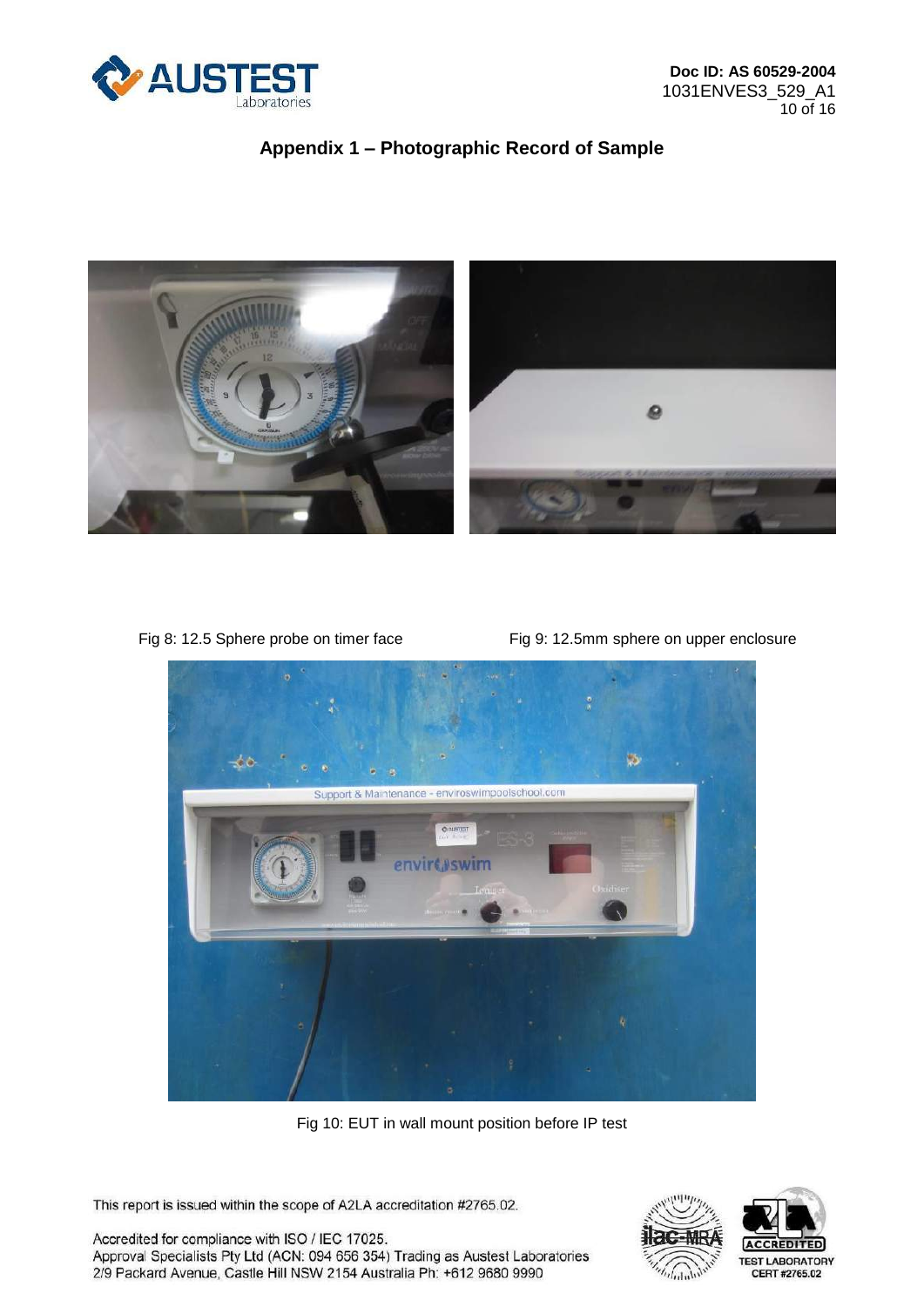## Appendix 1 – Photographic Record of Sample

Fig 8: 12.5 Sphere probe on timer face

Fig 9: 12.5mm sphere on upper enclosure

Fig 10: EUT in wall mount position before IP test

This report is issued within the scope of A2LA accreditation #2765.02.

Accredited for compliance with ISO / IEC 17025.
Approval Specialists Pty Ltd (ACN: 094 656 354) Trading as Austest Laboratories
2/9 Packard Avenue, Castle Hill NSW 2154 Australia Ph: +612 9680 9990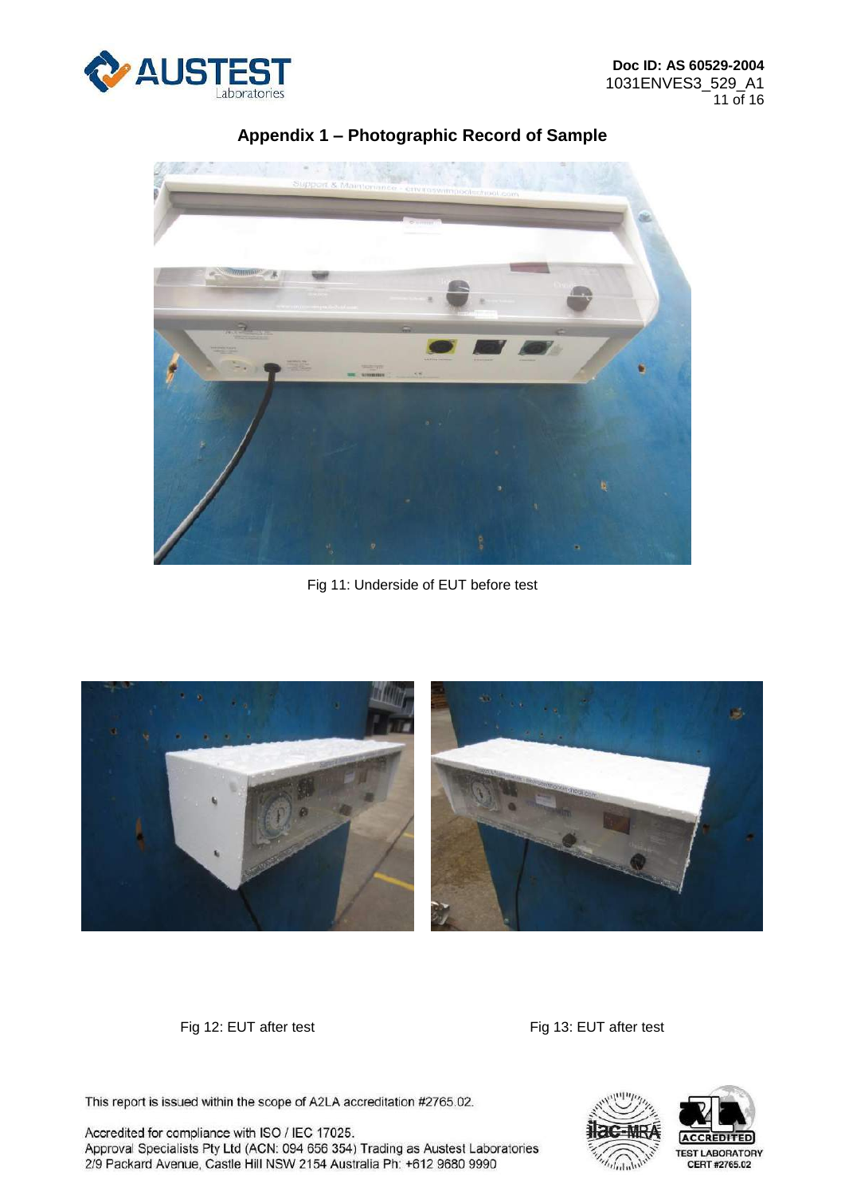## Appendix 1 – Photographic Record of Sample

Fig 11: Underside of EUT before test

Fig 12: EUT after test

Fig 13: EUT after test

This report is issued within the scope of A2LA accreditation #2765.02.

Accredited for compliance with ISO / IEC 17025.
Approval Specialists Pty Ltd (ACN: 094 656 354) Trading as Austest Laboratories
2/9 Packard Avenue, Castle Hill NSW 2154 Australia Ph: +612 9680 9990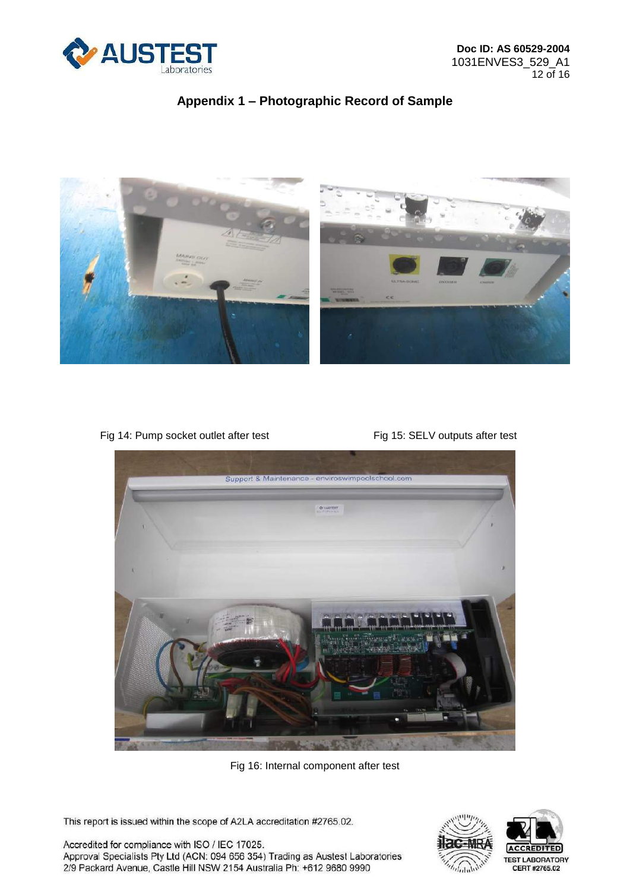## Appendix 1 – Photographic Record of Sample

Fig 14: Pump socket outlet after test

Fig 15: SELV outputs after test

Fig 16: Internal component after test

This report is issued within the scope of A2LA accreditation #2765.02.

Accredited for compliance with ISO / IEC 17025.
Approval Specialists Pty Ltd (ACN: 094 656 354) Trading as Austest Laboratories
2/9 Packard Avenue, Castle Hill NSW 2154 Australia Ph: +612 9680 9990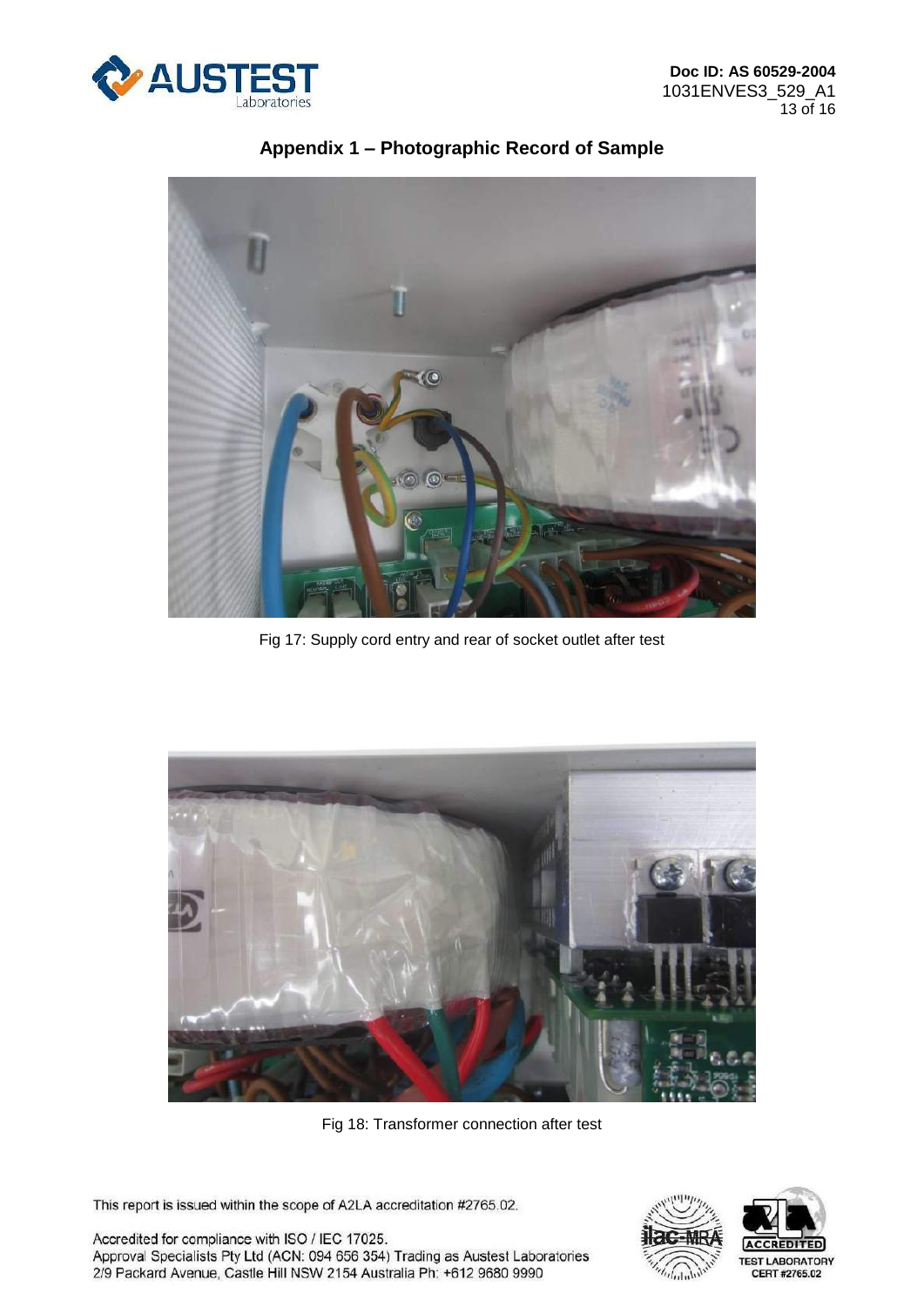## Appendix 1 – Photographic Record of Sample

Fig 17: Supply cord entry and rear of socket outlet after test

Fig 18: Transformer connection after test

This report is issued within the scope of A2LA accreditation #2765.02.

Accredited for compliance with ISO / IEC 17025.
Approval Specialists Pty Ltd (ACN: 094 656 354) Trading as Austest Laboratories
2/9 Packard Avenue, Castle Hill NSW 2154 Australia Ph: +612 9680 9990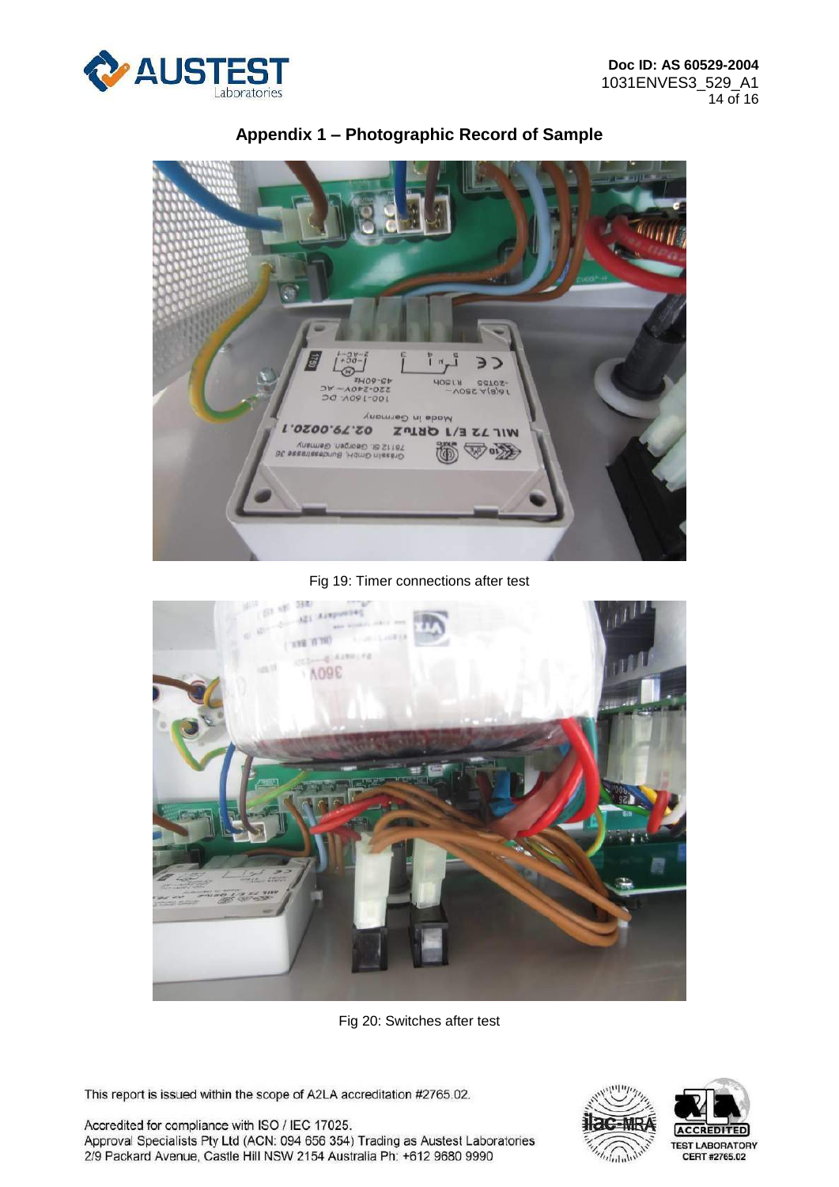## Appendix 1 – Photographic Record of Sample

Fig 19: Timer connections after test

Fig 20: Switches after test

This report is issued within the scope of A2LA accreditation #2765.02.

Accredited for compliance with ISO / IEC 17025.
Approval Specialists Pty Ltd (ACN: 094 656 354) Trading as Austest Laboratories
2/9 Packard Avenue, Castle Hill NSW 2154 Australia Ph: +612 9680 9990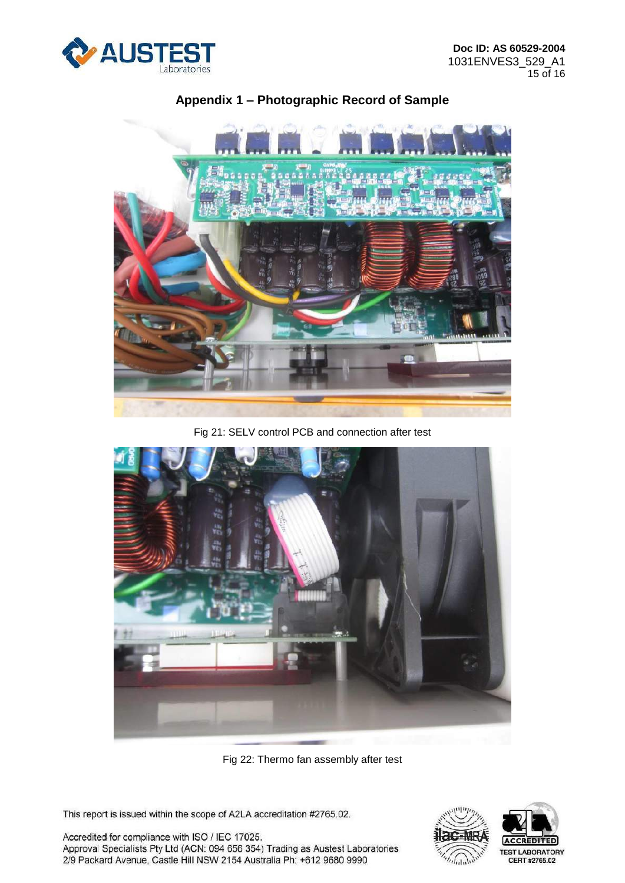## Appendix 1 – Photographic Record of Sample

Fig 21: SELV control PCB and connection after test

Fig 22: Thermo fan assembly after test

This report is issued within the scope of A2LA accreditation #2765.02.

Accredited for compliance with ISO / IEC 17025.
Approval Specialists Pty Ltd (ACN: 094 656 354) Trading as Austest Laboratories
2/9 Packard Avenue, Castle Hill NSW 2154 Australia Ph: +612 9680 9990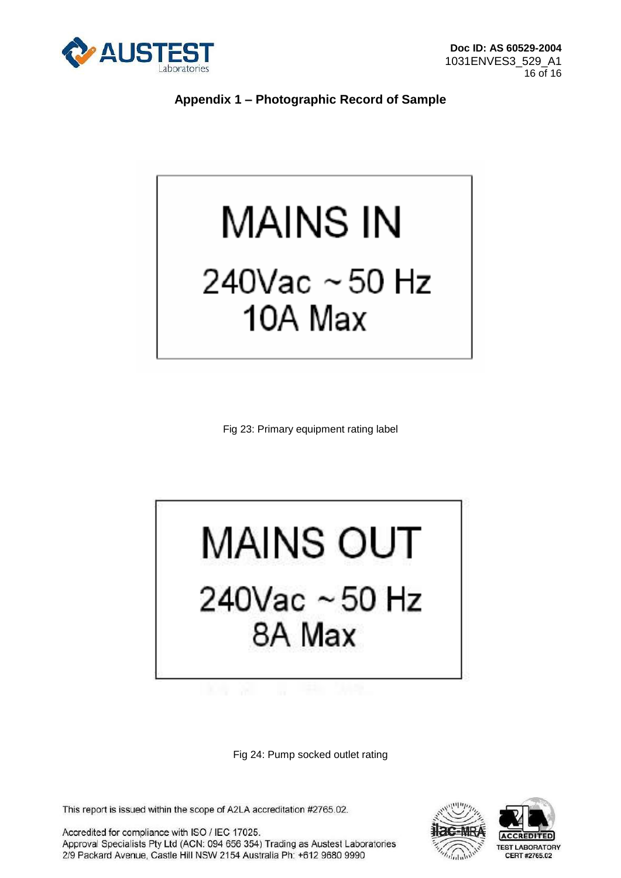## Appendix 1 – Photographic Record of Sample

MAINS IN

240Vac ~ 50 Hz
10A Max

Fig 23: Primary equipment rating label

MAINS OUT

240Vac ~ 50 Hz
8A Max

Fig 24: Pump socked outlet rating

This report is issued within the scope of A2LA accreditation #2765.02.

Accredited for compliance with ISO / IEC 17025.
Approval Specialists Pty Ltd (ACN: 094 656 354) Trading as Austest Laboratories
2/9 Packard Avenue, Castle Hill NSW 2154 Australia Ph: +612 9680 9990